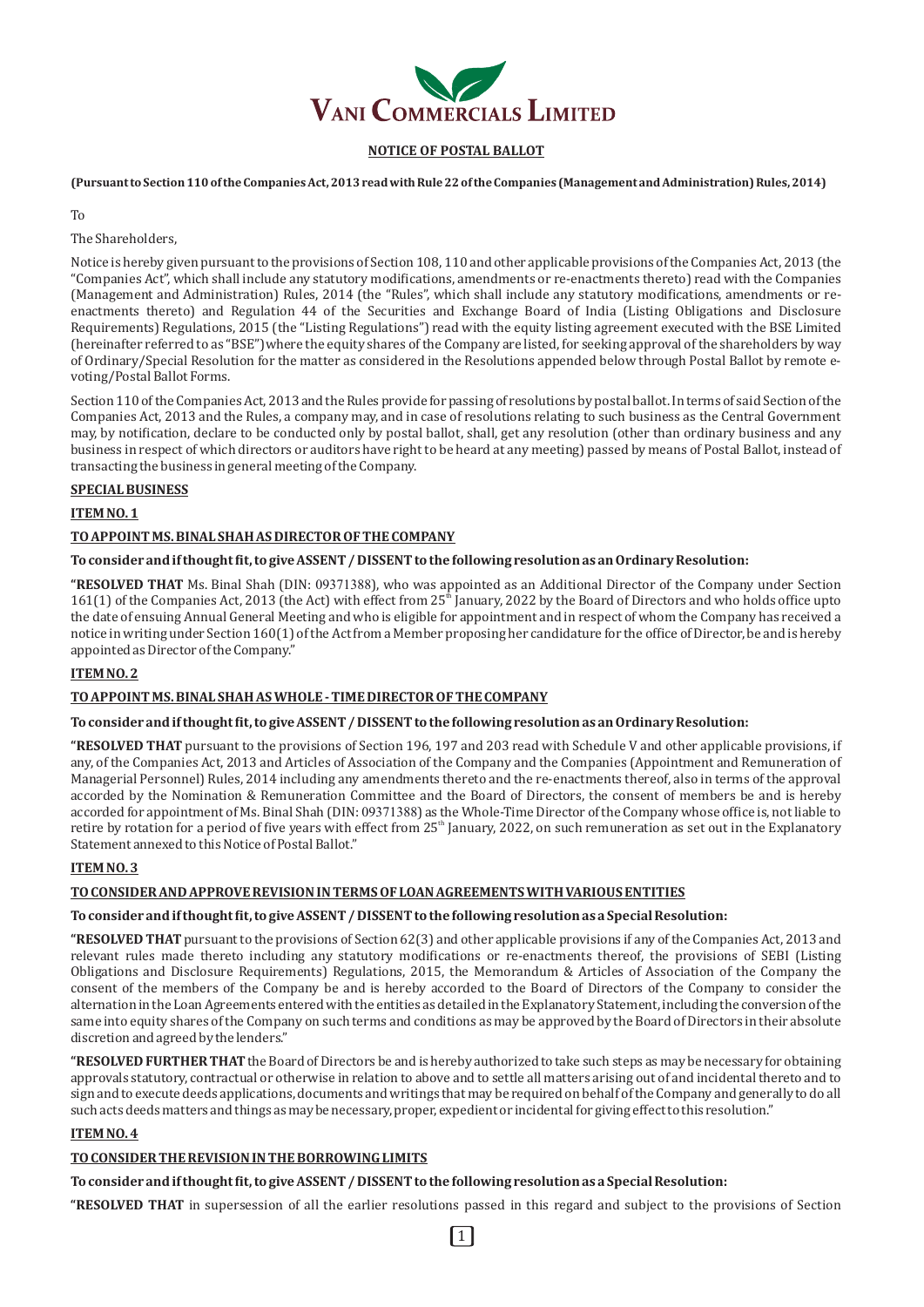# VANI COMMERCIALS LIMITED

## NOTICE OF POSTAL BALLOT

**(Pursuant to Section 110 of the Companies Act, 2013 read with Rule 22 of the Companies (Management and Administration) Rules, 2014)**

To

The Shareholders,

Notice is hereby given pursuant to the provisions of Section 108, 110 and other applicable provisions of the Companies Act, 2013 (the "Companies Act", which shall include any statutory modifications, amendments or re-enactments thereto) read with the Companies (Management and Administration) Rules, 2014 (the "Rules", which shall include any statutory modifications, amendments or re-enactments thereto) and Regulation 44 of the Securities and Exchange Board of India (Listing Obligations and Disclosure Requirements) Regulations, 2015 (the "Listing Regulations") read with the equity listing agreement executed with the BSE Limited (hereinafter referred to as "BSE") where the equity shares of the Company are listed, for seeking approval of the shareholders by way of Ordinary/Special Resolution for the matter as considered in the Resolutions appended below through Postal Ballot by remote e-voting/Postal Ballot Forms.

Section 110 of the Companies Act, 2013 and the Rules provide for passing of resolutions by postal ballot. In terms of said Section of the Companies Act, 2013 and the Rules, a company may, and in case of resolutions relating to such business as the Central Government may, by notification, declare to be conducted only by postal ballot, shall, get any resolution (other than ordinary business and any business in respect of which directors or auditors have right to be heard at any meeting) passed by means of Postal Ballot, instead of transacting the business in general meeting of the Company.

**SPECIAL BUSINESS**

**ITEM NO. 1**

**TO APPOINT MS. BINAL SHAH AS DIRECTOR OF THE COMPANY**

**To consider and if thought fit, to give ASSENT / DISSENT to the following resolution as an Ordinary Resolution:**

**"RESOLVED THAT** Ms. Binal Shah (DIN: 09371388), who was appointed as an Additional Director of the Company under Section 161(1) of the Companies Act, 2013 (the Act) with effect from 25th January, 2022 by the Board of Directors and who holds office upto the date of ensuing Annual General Meeting and who is eligible for appointment and in respect of whom the Company has received a notice in writing under Section 160(1) of the Act from a Member proposing her candidature for the office of Director, be and is hereby appointed as Director of the Company."

**ITEM NO. 2**

**TO APPOINT MS. BINAL SHAH AS WHOLE - TIME DIRECTOR OF THE COMPANY**

**To consider and if thought fit, to give ASSENT / DISSENT to the following resolution as an Ordinary Resolution:**

**"RESOLVED THAT** pursuant to the provisions of Section 196, 197 and 203 read with Schedule V and other applicable provisions, if any, of the Companies Act, 2013 and Articles of Association of the Company and the Companies (Appointment and Remuneration of Managerial Personnel) Rules, 2014 including any amendments thereto and the re-enactments thereof, also in terms of the approval accorded by the Nomination & Remuneration Committee and the Board of Directors, the consent of members be and is hereby accorded for appointment of Ms. Binal Shah (DIN: 09371388) as the Whole-Time Director of the Company whose office is, not liable to retire by rotation for a period of five years with effect from 25th January, 2022, on such remuneration as set out in the Explanatory Statement annexed to this Notice of Postal Ballot."

**ITEM NO. 3**

**TO CONSIDER AND APPROVE REVISION IN TERMS OF LOAN AGREEMENTS WITH VARIOUS ENTITIES**

**To consider and if thought fit, to give ASSENT / DISSENT to the following resolution as a Special Resolution:**

**"RESOLVED THAT** pursuant to the provisions of Section 62(3) and other applicable provisions if any of the Companies Act, 2013 and relevant rules made thereto including any statutory modifications or re-enactments thereof, the provisions of SEBI (Listing Obligations and Disclosure Requirements) Regulations, 2015, the Memorandum & Articles of Association of the Company the consent of the members of the Company be and is hereby accorded to the Board of Directors of the Company to consider the alternation in the Loan Agreements entered with the entities as detailed in the Explanatory Statement, including the conversion of the same into equity shares of the Company on such terms and conditions as may be approved by the Board of Directors in their absolute discretion and agreed by the lenders."

**"RESOLVED FURTHER THAT** the Board of Directors be and is hereby authorized to take such steps as may be necessary for obtaining approvals statutory, contractual or otherwise in relation to above and to settle all matters arising out of and incidental thereto and to sign and to execute deeds applications, documents and writings that may be required on behalf of the Company and generally to do all such acts deeds matters and things as may be necessary, proper, expedient or incidental for giving effect to this resolution."

**ITEM NO. 4**

**TO CONSIDER THE REVISION IN THE BORROWING LIMITS**

**To consider and if thought fit, to give ASSENT / DISSENT to the following resolution as a Special Resolution:**

**"RESOLVED THAT** in supersession of all the earlier resolutions passed in this regard and subject to the provisions of Section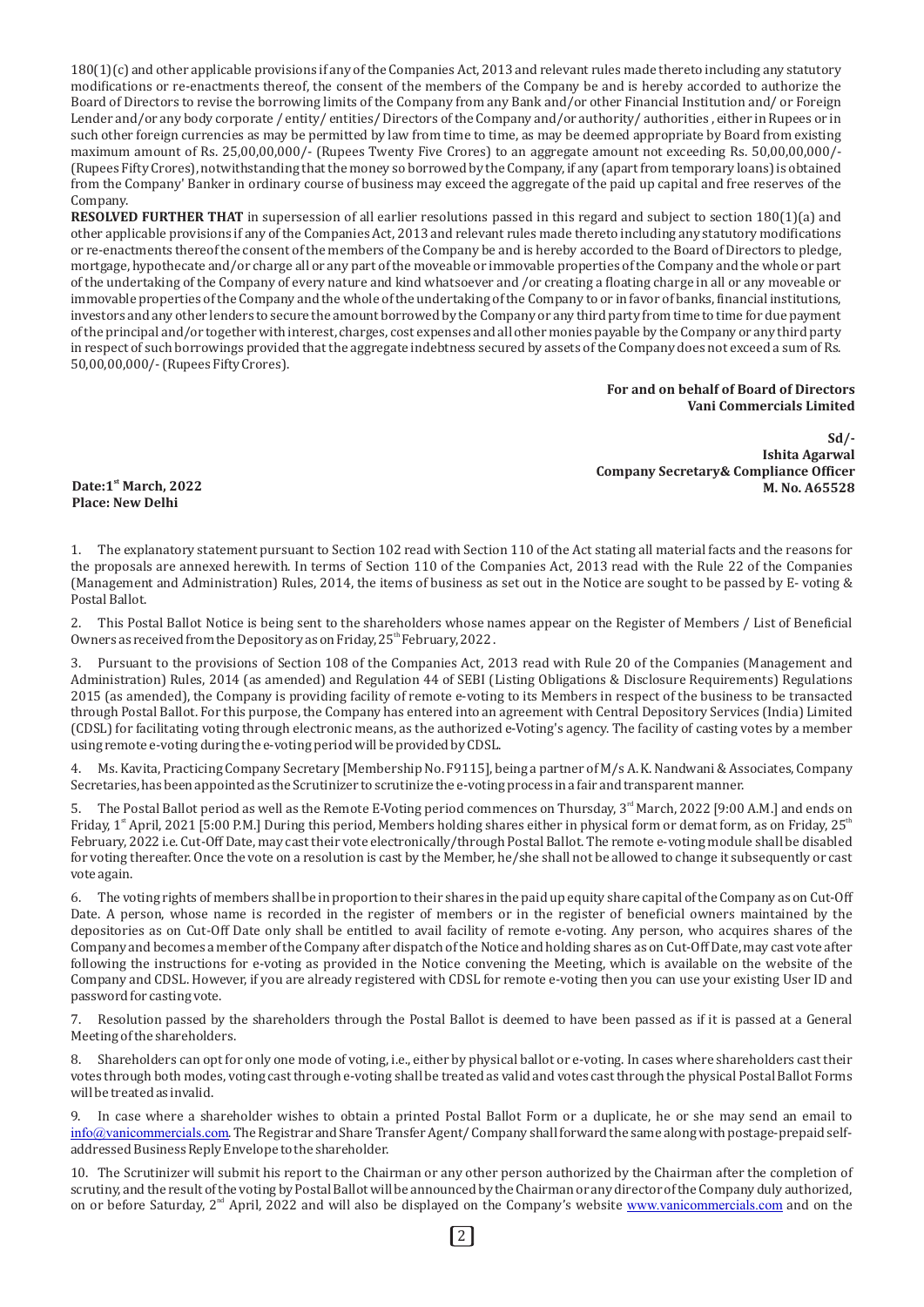180(1)(c) and other applicable provisions if any of the Companies Act, 2013 and relevant rules made thereto including any statutory modifications or re-enactments thereof, the consent of the members of the Company be and is hereby accorded to authorize the Board of Directors to revise the borrowing limits of the Company from any Bank and/or other Financial Institution and/ or Foreign Lender and/or any body corporate / entity/ entities/ Directors of the Company and/or authority/ authorities , either in Rupees or in such other foreign currencies as may be permitted by law from time to time, as may be deemed appropriate by Board from existing maximum amount of Rs. 25,00,00,000/- (Rupees Twenty Five Crores) to an aggregate amount not exceeding Rs. 50,00,00,000/- (Rupees Fifty Crores), notwithstanding that the money so borrowed by the Company, if any (apart from temporary loans) is obtained from the Company' Banker in ordinary course of business may exceed the aggregate of the paid up capital and free reserves of the Company.

**RESOLVED FURTHER THAT** in supersession of all earlier resolutions passed in this regard and subject to section 180(1)(a) and other applicable provisions if any of the Companies Act, 2013 and relevant rules made thereto including any statutory modifications or re-enactments thereof the consent of the members of the Company be and is hereby accorded to the Board of Directors to pledge, mortgage, hypothecate and/or charge all or any part of the moveable or immovable properties of the Company and the whole or part of the undertaking of the Company of every nature and kind whatsoever and /or creating a floating charge in all or any moveable or immovable properties of the Company and the whole of the undertaking of the Company to or in favor of banks, financial institutions, investors and any other lenders to secure the amount borrowed by the Company or any third party from time to time for due payment of the principal and/or together with interest, charges, cost expenses and all other monies payable by the Company or any third party in respect of such borrowings provided that the aggregate indebtness secured by assets of the Company does not exceed a sum of Rs. 50,00,00,000/- (Rupees Fifty Crores).

**For and on behalf of Board of Directors**
**Vani Commercials Limited**

**Sd/-**
**Ishita Agarwal**
**Company Secretary& Compliance Officer**
**M. No. A65528**

**Date:1st March, 2022**
**Place: New Delhi**

1. The explanatory statement pursuant to Section 102 read with Section 110 of the Act stating all material facts and the reasons for the proposals are annexed herewith. In terms of Section 110 of the Companies Act, 2013 read with the Rule 22 of the Companies (Management and Administration) Rules, 2014, the items of business as set out in the Notice are sought to be passed by E- voting & Postal Ballot.

2. This Postal Ballot Notice is being sent to the shareholders whose names appear on the Register of Members / List of Beneficial Owners as received from the Depository as on Friday, 25th February, 2022 .

3. Pursuant to the provisions of Section 108 of the Companies Act, 2013 read with Rule 20 of the Companies (Management and Administration) Rules, 2014 (as amended) and Regulation 44 of SEBI (Listing Obligations & Disclosure Requirements) Regulations 2015 (as amended), the Company is providing facility of remote e-voting to its Members in respect of the business to be transacted through Postal Ballot. For this purpose, the Company has entered into an agreement with Central Depository Services (India) Limited (CDSL) for facilitating voting through electronic means, as the authorized e-Voting's agency. The facility of casting votes by a member using remote e-voting during the e-voting period will be provided by CDSL.

4. Ms. Kavita, Practicing Company Secretary [Membership No. F9115], being a partner of M/s A. K. Nandwani & Associates, Company Secretaries, has been appointed as the Scrutinizer to scrutinize the e-voting process in a fair and transparent manner.

5. The Postal Ballot period as well as the Remote E-Voting period commences on Thursday, 3rd March, 2022 [9:00 A.M.] and ends on Friday, 1st April, 2021 [5:00 P.M.] During this period, Members holding shares either in physical form or demat form, as on Friday, 25th February, 2022 i.e. Cut-Off Date, may cast their vote electronically/through Postal Ballot. The remote e-voting module shall be disabled for voting thereafter. Once the vote on a resolution is cast by the Member, he/she shall not be allowed to change it subsequently or cast vote again.

6. The voting rights of members shall be in proportion to their shares in the paid up equity share capital of the Company as on Cut-Off Date. A person, whose name is recorded in the register of members or in the register of beneficial owners maintained by the depositories as on Cut-Off Date only shall be entitled to avail facility of remote e-voting. Any person, who acquires shares of the Company and becomes a member of the Company after dispatch of the Notice and holding shares as on Cut-Off Date, may cast vote after following the instructions for e-voting as provided in the Notice convening the Meeting, which is available on the website of the Company and CDSL. However, if you are already registered with CDSL for remote e-voting then you can use your existing User ID and password for casting vote.

7. Resolution passed by the shareholders through the Postal Ballot is deemed to have been passed as if it is passed at a General Meeting of the shareholders.

8. Shareholders can opt for only one mode of voting, i.e., either by physical ballot or e-voting. In cases where shareholders cast their votes through both modes, voting cast through e-voting shall be treated as valid and votes cast through the physical Postal Ballot Forms will be treated as invalid.

9. In case where a shareholder wishes to obtain a printed Postal Ballot Form or a duplicate, he or she may send an email to info@vanicommercials.com. The Registrar and Share Transfer Agent/ Company shall forward the same along with postage-prepaid self-addressed Business Reply Envelope to the shareholder.

10. The Scrutinizer will submit his report to the Chairman or any other person authorized by the Chairman after the completion of scrutiny, and the result of the voting by Postal Ballot will be announced by the Chairman or any director of the Company duly authorized, on or before Saturday, 2nd April, 2022 and will also be displayed on the Company's website www.vanicommercials.com and on the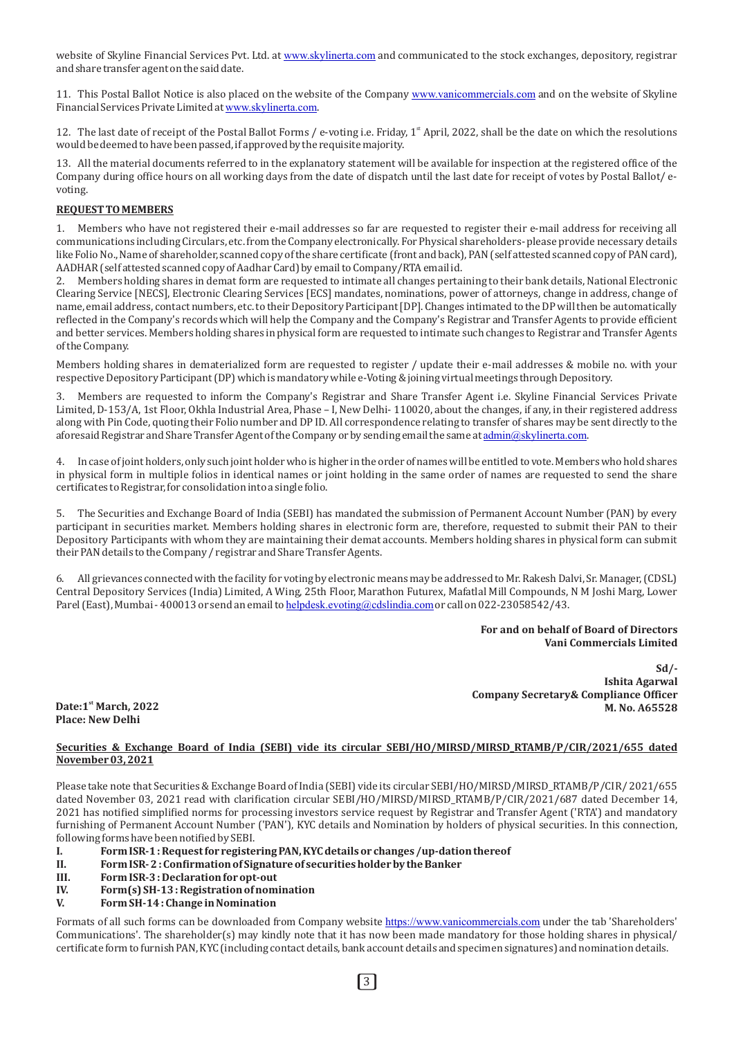website of Skyline Financial Services Pvt. Ltd. at www.skylinerta.com and communicated to the stock exchanges, depository, registrar and share transfer agent on the said date.

11. This Postal Ballot Notice is also placed on the website of the Company www.vanicommercials.com and on the website of Skyline Financial Services Private Limited at www.skylinerta.com.

12. The last date of receipt of the Postal Ballot Forms / e-voting i.e. Friday, 1st April, 2022, shall be the date on which the resolutions would be deemed to have been passed, if approved by the requisite majority.

13. All the material documents referred to in the explanatory statement will be available for inspection at the registered office of the Company during office hours on all working days from the date of dispatch until the last date for receipt of votes by Postal Ballot/ e-voting.

**REQUEST TO MEMBERS**

1. Members who have not registered their e-mail addresses so far are requested to register their e-mail address for receiving all communications including Circulars, etc. from the Company electronically. For Physical shareholders- please provide necessary details like Folio No., Name of shareholder, scanned copy of the share certificate (front and back), PAN (self attested scanned copy of PAN card), AADHAR (self attested scanned copy of Aadhar Card) by email to Company/RTA email id.

2. Members holding shares in demat form are requested to intimate all changes pertaining to their bank details, National Electronic Clearing Service [NECS], Electronic Clearing Services [ECS] mandates, nominations, power of attorneys, change in address, change of name, email address, contact numbers, etc. to their Depository Participant [DP]. Changes intimated to the DP will then be automatically reflected in the Company's records which will help the Company and the Company's Registrar and Transfer Agents to provide efficient and better services. Members holding shares in physical form are requested to intimate such changes to Registrar and Transfer Agents of the Company.

Members holding shares in dematerialized form are requested to register / update their e-mail addresses & mobile no. with your respective Depository Participant (DP) which is mandatory while e-Voting & joining virtual meetings through Depository.

3. Members are requested to inform the Company's Registrar and Share Transfer Agent i.e. Skyline Financial Services Private Limited, D-153/A, 1st Floor, Okhla Industrial Area, Phase – I, New Delhi- 110020, about the changes, if any, in their registered address along with Pin Code, quoting their Folio number and DP ID. All correspondence relating to transfer of shares may be sent directly to the aforesaid Registrar and Share Transfer Agent of the Company or by sending email the same at admin@skylinerta.com.

4. In case of joint holders, only such joint holder who is higher in the order of names will be entitled to vote. Members who hold shares in physical form in multiple folios in identical names or joint holding in the same order of names are requested to send the share certificates to Registrar, for consolidation into a single folio.

5. The Securities and Exchange Board of India (SEBI) has mandated the submission of Permanent Account Number (PAN) by every participant in securities market. Members holding shares in electronic form are, therefore, requested to submit their PAN to their Depository Participants with whom they are maintaining their demat accounts. Members holding shares in physical form can submit their PAN details to the Company / registrar and Share Transfer Agents.

6. All grievances connected with the facility for voting by electronic means may be addressed to Mr. Rakesh Dalvi, Sr. Manager, (CDSL) Central Depository Services (India) Limited, A Wing, 25th Floor, Marathon Futurex, Mafatlal Mill Compounds, N M Joshi Marg, Lower Parel (East), Mumbai - 400013 or send an email to helpdesk.evoting@cdslindia.com or call on 022-23058542/43.

**For and on behalf of Board of Directors**
**Vani Commercials Limited**

**Sd/-**
**Ishita Agarwal**
**Company Secretary& Compliance Officer**
**M. No. A65528**

**Date:1st March, 2022**
**Place: New Delhi**

**Securities & Exchange Board of India (SEBI) vide its circular SEBI/HO/MIRSD/MIRSD_RTAMB/P/CIR/2021/655 dated November 03, 2021**

Please take note that Securities & Exchange Board of India (SEBI) vide its circular SEBI/HO/MIRSD/MIRSD_RTAMB/P/CIR/ 2021/655 dated November 03, 2021 read with clarification circular SEBI/HO/MIRSD/MIRSD_RTAMB/P/CIR/2021/687 dated December 14, 2021 has notified simplified norms for processing investors service request by Registrar and Transfer Agent ('RTA') and mandatory furnishing of Permanent Account Number ('PAN'), KYC details and Nomination by holders of physical securities. In this connection, following forms have been notified by SEBI.

I. **Form ISR-1 : Request for registering PAN, KYC details or changes /up-dation thereof**
II. **Form ISR- 2 : Confirmation of Signature of securities holder by the Banker**
III. **Form ISR-3 : Declaration for opt-out**
IV. **Form(s) SH-13 : Registration of nomination**
V. **Form SH-14 : Change in Nomination**

Formats of all such forms can be downloaded from Company website https://www.vanicommercials.com under the tab 'Shareholders' Communications'. The shareholder(s) may kindly note that it has now been made mandatory for those holding shares in physical/ certificate form to furnish PAN, KYC (including contact details, bank account details and specimen signatures) and nomination details.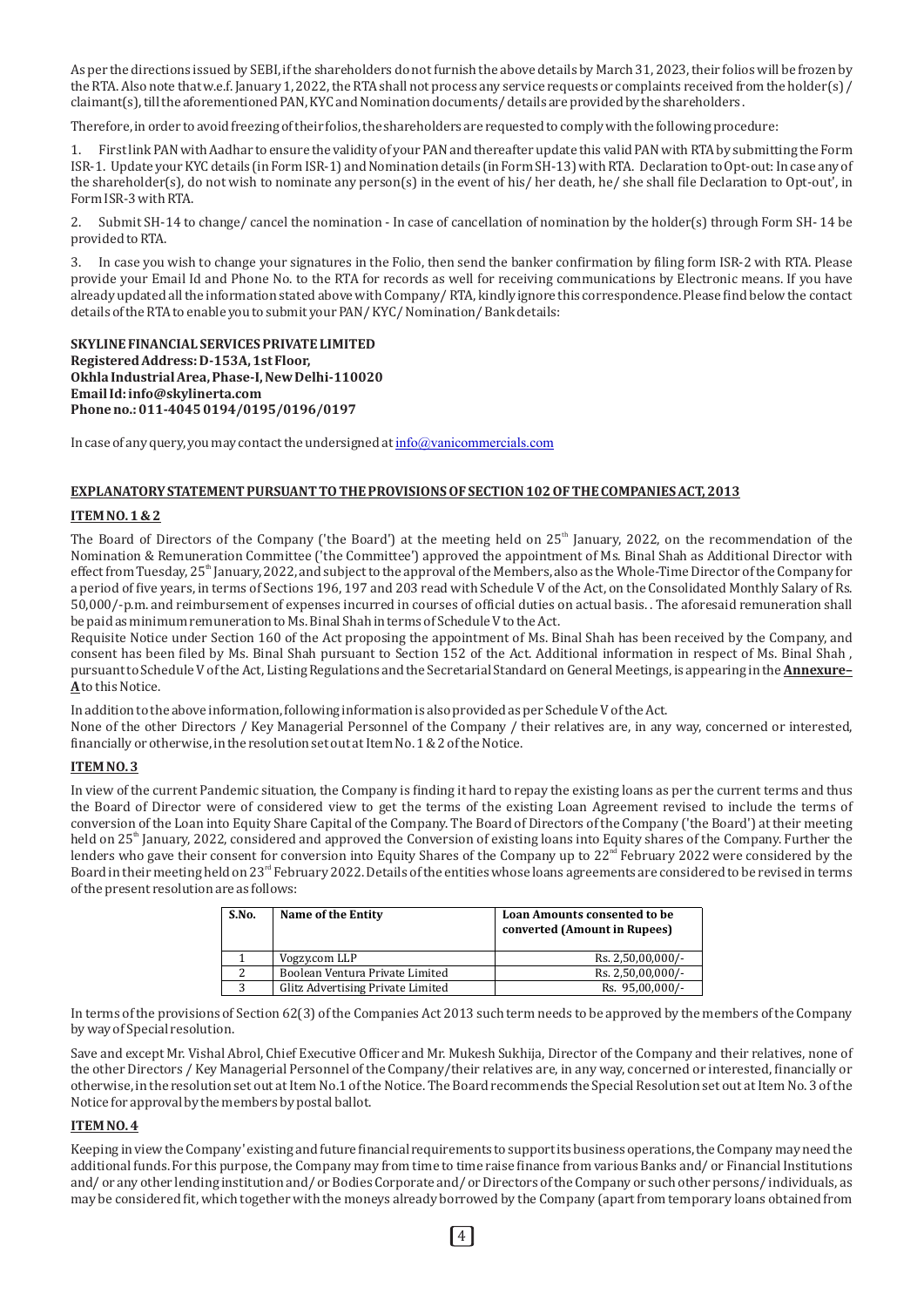As per the directions issued by SEBI, if the shareholders do not furnish the above details by March 31, 2023, their folios will be frozen by the RTA. Also note that w.e.f. January 1, 2022, the RTA shall not process any service requests or complaints received from the holder(s) / claimant(s), till the aforementioned PAN, KYC and Nomination documents/ details are provided by the shareholders.

Therefore, in order to avoid freezing of their folios, the shareholders are requested to comply with the following procedure:

1. First link PAN with Aadhar to ensure the validity of your PAN and thereafter update this valid PAN with RTA by submitting the Form ISR-1. Update your KYC details (in Form ISR-1) and Nomination details (in Form SH-13) with RTA. Declaration to Opt-out: In case any of the shareholder(s), do not wish to nominate any person(s) in the event of his/ her death, he/ she shall file Declaration to Opt-out', in Form ISR-3 with RTA.

2. Submit SH-14 to change/ cancel the nomination - In case of cancellation of nomination by the holder(s) through Form SH- 14 be provided to RTA.

3. In case you wish to change your signatures in the Folio, then send the banker confirmation by filing form ISR-2 with RTA. Please provide your Email Id and Phone No. to the RTA for records as well for receiving communications by Electronic means. If you have already updated all the information stated above with Company/ RTA, kindly ignore this correspondence. Please find below the contact details of the RTA to enable you to submit your PAN/ KYC/ Nomination/ Bank details:

**SKYLINE FINANCIAL SERVICES PRIVATE LIMITED**
**Registered Address: D-153A, 1st Floor,**
**Okhla Industrial Area, Phase-I, New Delhi-110020**
**Email Id: info@skylinerta.com**
**Phone no.: 011-4045 0194/0195/0196/0197**

In case of any query, you may contact the undersigned at info@vanicommercials.com

## EXPLANATORY STATEMENT PURSUANT TO THE PROVISIONS OF SECTION 102 OF THE COMPANIES ACT, 2013

### ITEM NO. 1 & 2

The Board of Directors of the Company ('the Board') at the meeting held on 25th January, 2022, on the recommendation of the Nomination & Remuneration Committee ('the Committee') approved the appointment of Ms. Binal Shah as Additional Director with effect from Tuesday, 25th January, 2022, and subject to the approval of the Members, also as the Whole-Time Director of the Company for a period of five years, in terms of Sections 196, 197 and 203 read with Schedule V of the Act, on the Consolidated Monthly Salary of Rs. 50,000/-p.m. and reimbursement of expenses incurred in courses of official duties on actual basis. . The aforesaid remuneration shall be paid as minimum remuneration to Ms. Binal Shah in terms of Schedule V to the Act.

Requisite Notice under Section 160 of the Act proposing the appointment of Ms. Binal Shah has been received by the Company, and consent has been filed by Ms. Binal Shah pursuant to Section 152 of the Act. Additional information in respect of Ms. Binal Shah , pursuant to Schedule V of the Act, Listing Regulations and the Secretarial Standard on General Meetings, is appearing in the **Annexure–A** to this Notice.

In addition to the above information, following information is also provided as per Schedule V of the Act.

None of the other Directors / Key Managerial Personnel of the Company / their relatives are, in any way, concerned or interested, financially or otherwise, in the resolution set out at Item No. 1 & 2 of the Notice.

### ITEM NO. 3

In view of the current Pandemic situation, the Company is finding it hard to repay the existing loans as per the current terms and thus the Board of Director were of considered view to get the terms of the existing Loan Agreement revised to include the terms of conversion of the Loan into Equity Share Capital of the Company. The Board of Directors of the Company ('the Board') at their meeting held on 25th January, 2022, considered and approved the Conversion of existing loans into Equity shares of the Company. Further the lenders who gave their consent for conversion into Equity Shares of the Company up to 22nd February 2022 were considered by the Board in their meeting held on 23rd February 2022. Details of the entities whose loans agreements are considered to be revised in terms of the present resolution are as follows:

| S.No. | Name of the Entity | Loan Amounts consented to be converted (Amount in Rupees) |
|---|---|---|
| 1 | Vogzy.com LLP | Rs. 2,50,00,000/- |
| 2 | Boolean Ventura Private Limited | Rs. 2,50,00,000/- |
| 3 | Glitz Advertising Private Limited | Rs. 95,00,000/- |

In terms of the provisions of Section 62(3) of the Companies Act 2013 such term needs to be approved by the members of the Company by way of Special resolution.

Save and except Mr. Vishal Abrol, Chief Executive Officer and Mr. Mukesh Sukhija, Director of the Company and their relatives, none of the other Directors / Key Managerial Personnel of the Company/their relatives are, in any way, concerned or interested, financially or otherwise, in the resolution set out at Item No.1 of the Notice. The Board recommends the Special Resolution set out at Item No. 3 of the Notice for approval by the members by postal ballot.

### ITEM NO. 4

Keeping in view the Company' existing and future financial requirements to support its business operations, the Company may need the additional funds. For this purpose, the Company may from time to time raise finance from various Banks and/ or Financial Institutions and/ or any other lending institution and/ or Bodies Corporate and/ or Directors of the Company or such other persons/ individuals, as may be considered fit, which together with the moneys already borrowed by the Company (apart from temporary loans obtained from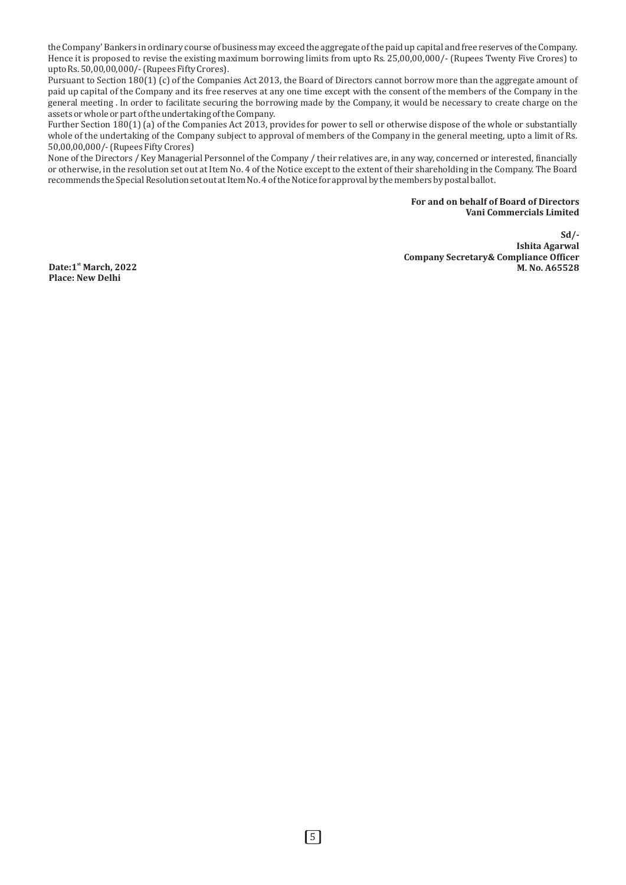the Company' Bankers in ordinary course of business may exceed the aggregate of the paid up capital and free reserves of the Company. Hence it is proposed to revise the existing maximum borrowing limits from upto Rs. 25,00,00,000/- (Rupees Twenty Five Crores) to upto Rs. 50,00,00,000/- (Rupees Fifty Crores).

Pursuant to Section 180(1) (c) of the Companies Act 2013, the Board of Directors cannot borrow more than the aggregate amount of paid up capital of the Company and its free reserves at any one time except with the consent of the members of the Company in the general meeting . In order to facilitate securing the borrowing made by the Company, it would be necessary to create charge on the assets or whole or part of the undertaking of the Company.

Further Section 180(1) (a) of the Companies Act 2013, provides for power to sell or otherwise dispose of the whole or substantially whole of the undertaking of the Company subject to approval of members of the Company in the general meeting, upto a limit of Rs. 50,00,00,000/- (Rupees Fifty Crores)

None of the Directors / Key Managerial Personnel of the Company / their relatives are, in any way, concerned or interested, financially or otherwise, in the resolution set out at Item No. 4 of the Notice except to the extent of their shareholding in the Company. The Board recommends the Special Resolution set out at Item No. 4 of the Notice for approval by the members by postal ballot.

**For and on behalf of Board of Directors**
**Vani Commercials Limited**

**Sd/-**
**Ishita Agarwal**
**Company Secretary& Compliance Officer**
**M. No. A65528**

**Date:1st March, 2022**
**Place: New Delhi**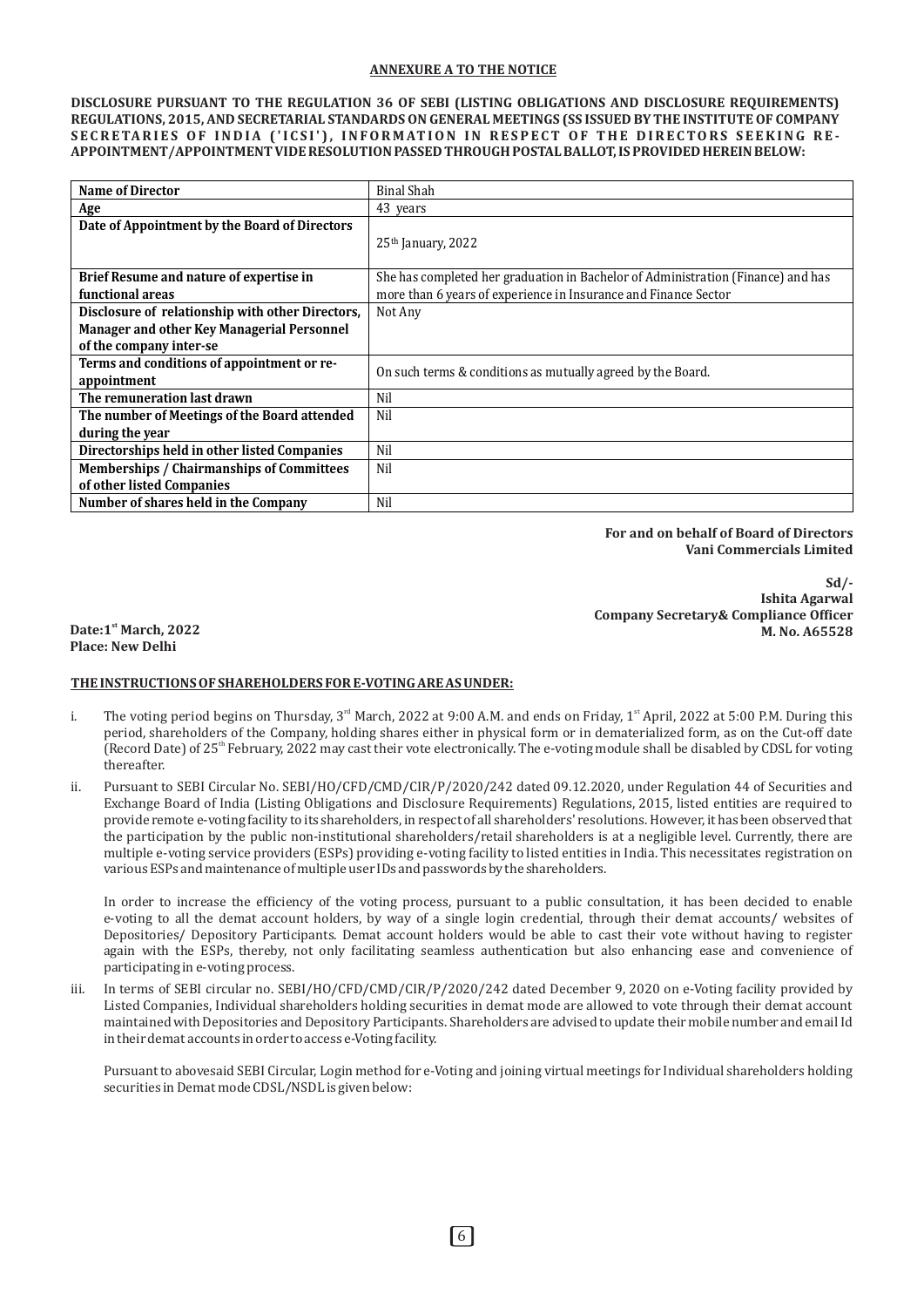## ANNEXURE A TO THE NOTICE

**DISCLOSURE PURSUANT TO THE REGULATION 36 OF SEBI (LISTING OBLIGATIONS AND DISCLOSURE REQUIREMENTS) REGULATIONS, 2015, AND SECRETARIAL STANDARDS ON GENERAL MEETINGS (SS ISSUED BY THE INSTITUTE OF COMPANY SECRETARIES OF INDIA ('ICSI'), INFORMATION IN RESPECT OF THE DIRECTORS SEEKING RE-APPOINTMENT/APPOINTMENT VIDE RESOLUTION PASSED THROUGH POSTAL BALLOT, IS PROVIDED HEREIN BELOW:**

| **Name of Director** | Binal Shah |
|---|---|
| **Age** | 43 years |
| **Date of Appointment by the Board of Directors** | 25th January, 2022 |
| **Brief Resume and nature of expertise in functional areas** | She has completed her graduation in Bachelor of Administration (Finance) and has more than 6 years of experience in Insurance and Finance Sector |
| **Disclosure of relationship with other Directors, Manager and other Key Managerial Personnel of the company inter-se** | Not Any |
| **Terms and conditions of appointment or re-appointment** | On such terms & conditions as mutually agreed by the Board. |
| **The remuneration last drawn** | Nil |
| **The number of Meetings of the Board attended during the year** | Nil |
| **Directorships held in other listed Companies** | Nil |
| **Memberships / Chairmanships of Committees of other listed Companies** | Nil |
| **Number of shares held in the Company** | Nil |

**For and on behalf of Board of Directors**
**Vani Commercials Limited**

**Sd/-**
**Ishita Agarwal**
**Company Secretary& Compliance Officer**
**M. No. A65528**

**Date:1st March, 2022**
**Place: New Delhi**

**THE INSTRUCTIONS OF SHAREHOLDERS FOR E-VOTING ARE AS UNDER:**

i. The voting period begins on Thursday, 3rd March, 2022 at 9:00 A.M. and ends on Friday, 1st April, 2022 at 5:00 P.M. During this period, shareholders of the Company, holding shares either in physical form or in dematerialized form, as on the Cut-off date (Record Date) of 25th February, 2022 may cast their vote electronically. The e-voting module shall be disabled by CDSL for voting thereafter.

ii. Pursuant to SEBI Circular No. SEBI/HO/CFD/CMD/CIR/P/2020/242 dated 09.12.2020, under Regulation 44 of Securities and Exchange Board of India (Listing Obligations and Disclosure Requirements) Regulations, 2015, listed entities are required to provide remote e-voting facility to its shareholders, in respect of all shareholders' resolutions. However, it has been observed that the participation by the public non-institutional shareholders/retail shareholders is at a negligible level. Currently, there are multiple e-voting service providers (ESPs) providing e-voting facility to listed entities in India. This necessitates registration on various ESPs and maintenance of multiple user IDs and passwords by the shareholders.

   In order to increase the efficiency of the voting process, pursuant to a public consultation, it has been decided to enable e-voting to all the demat account holders, by way of a single login credential, through their demat accounts/ websites of Depositories/ Depository Participants. Demat account holders would be able to cast their vote without having to register again with the ESPs, thereby, not only facilitating seamless authentication but also enhancing ease and convenience of participating in e-voting process.

iii. In terms of SEBI circular no. SEBI/HO/CFD/CMD/CIR/P/2020/242 dated December 9, 2020 on e-Voting facility provided by Listed Companies, Individual shareholders holding securities in demat mode are allowed to vote through their demat account maintained with Depositories and Depository Participants. Shareholders are advised to update their mobile number and email Id in their demat accounts in order to access e-Voting facility.

   Pursuant to abovesaid SEBI Circular, Login method for e-Voting and joining virtual meetings for Individual shareholders holding securities in Demat mode CDSL/NSDL is given below: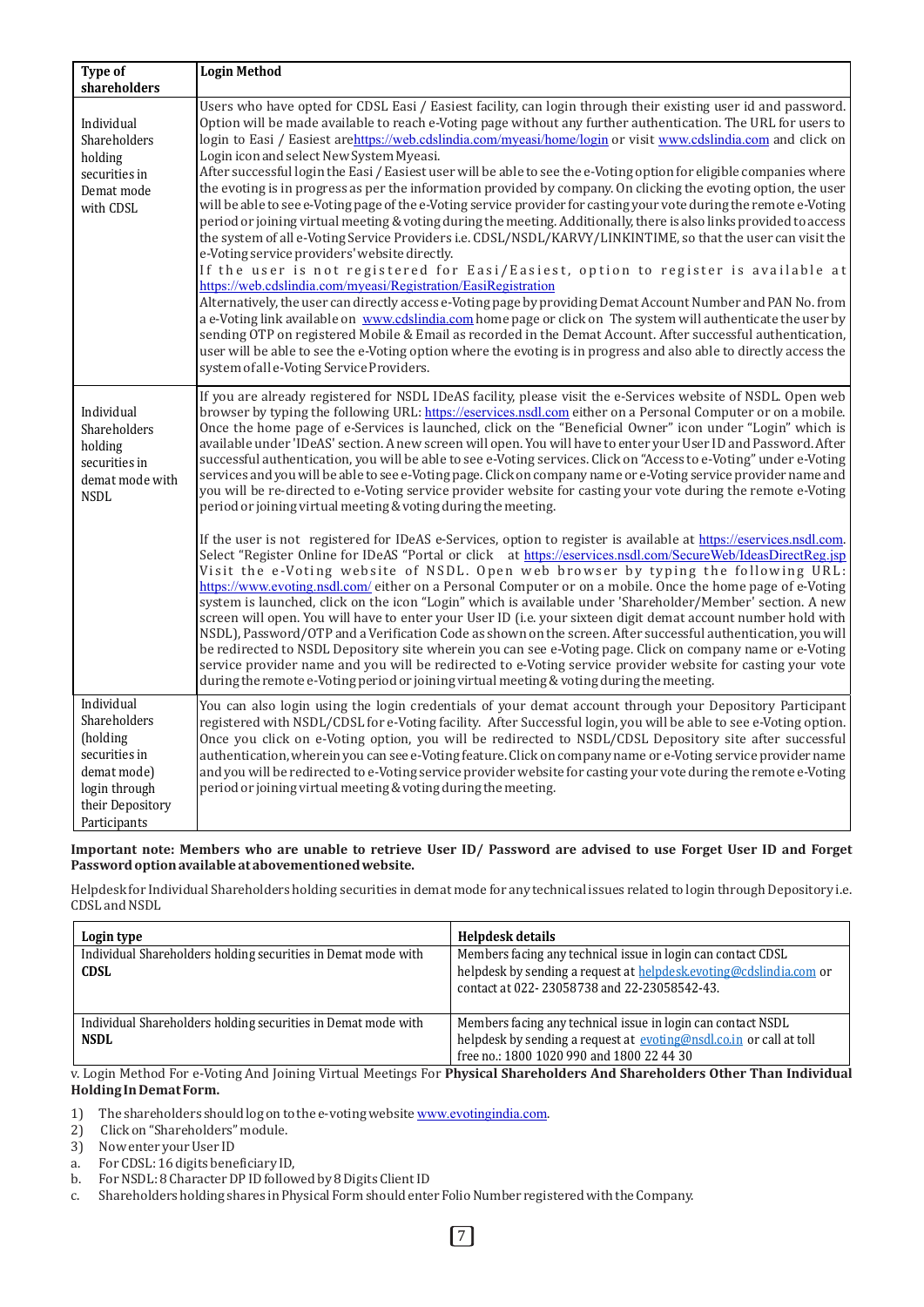| Type of shareholders | Login Method |
|---|---|
| Individual Shareholders holding securities in Demat mode with CDSL | Users who have opted for CDSL Easi / Easiest facility, can login through their existing user id and password. Option will be made available to reach e-Voting page without any further authentication. The URL for users to login to Easi / Easiest arehttps://web.cdslindia.com/myeasi/home/login or visit www.cdslindia.com and click on Login icon and select New System Myeasi.<br>After successful login the Easi / Easiest user will be able to see the e-Voting option for eligible companies where the evoting is in progress as per the information provided by company. On clicking the evoting option, the user will be able to see e-Voting page of the e-Voting service provider for casting your vote during the remote e-Voting period or joining virtual meeting & voting during the meeting. Additionally, there is also links provided to access the system of all e-Voting Service Providers i.e. CDSL/NSDL/KARVY/LINKINTIME, so that the user can visit the e-Voting service providers' website directly.<br>If the user is not registered for Easi/Easiest, option to register is available at https://web.cdslindia.com/myeasi/Registration/EasiRegistration<br>Alternatively, the user can directly access e-Voting page by providing Demat Account Number and PAN No. from a e-Voting link available on www.cdslindia.com home page or click on The system will authenticate the user by sending OTP on registered Mobile & Email as recorded in the Demat Account. After successful authentication, user will be able to see the e-Voting option where the evoting is in progress and also able to directly access the system of all e-Voting Service Providers. |
| Individual Shareholders holding securities in demat mode with NSDL | If you are already registered for NSDL IDeAS facility, please visit the e-Services website of NSDL. Open web browser by typing the following URL: https://eservices.nsdl.com either on a Personal Computer or on a mobile. Once the home page of e-Services is launched, click on the "Beneficial Owner" icon under "Login" which is available under 'IDeAS' section. A new screen will open. You will have to enter your User ID and Password. After successful authentication, you will be able to see e-Voting services. Click on "Access to e-Voting" under e-Voting services and you will be able to see e-Voting page. Click on company name or e-Voting service provider name and you will be re-directed to e-Voting service provider website for casting your vote during the remote e-Voting period or joining virtual meeting & voting during the meeting.<br><br>If the user is not registered for IDeAS e-Services, option to register is available at https://eservices.nsdl.com. Select "Register Online for IDeAS "Portal or click at https://eservices.nsdl.com/SecureWeb/IdeasDirectReg.jsp Visit the e-Voting website of NSDL. Open web browser by typing the following URL: https://www.evoting.nsdl.com/ either on a Personal Computer or on a mobile. Once the home page of e-Voting system is launched, click on the icon "Login" which is available under 'Shareholder/Member' section. A new screen will open. You will have to enter your User ID (i.e. your sixteen digit demat account number hold with NSDL), Password/OTP and a Verification Code as shown on the screen. After successful authentication, you will be redirected to NSDL Depository site wherein you can see e-Voting page. Click on company name or e-Voting service provider name and you will be redirected to e-Voting service provider website for casting your vote during the remote e-Voting period or joining virtual meeting & voting during the meeting. |
| Individual Shareholders (holding securities in demat mode) login through their Depository Participants | You can also login using the login credentials of your demat account through your Depository Participant registered with NSDL/CDSL for e-Voting facility. After Successful login, you will be able to see e-Voting option. Once you click on e-Voting option, you will be redirected to NSDL/CDSL Depository site after successful authentication, wherein you can see e-Voting feature. Click on company name or e-Voting service provider name and you will be redirected to e-Voting service provider website for casting your vote during the remote e-Voting period or joining virtual meeting & voting during the meeting. |

**Important note: Members who are unable to retrieve User ID/ Password are advised to use Forget User ID and Forget Password option available at abovementioned website.**

Helpdesk for Individual Shareholders holding securities in demat mode for any technical issues related to login through Depository i.e. CDSL and NSDL

| Login type | Helpdesk details |
|---|---|
| Individual Shareholders holding securities in Demat mode with **CDSL** | Members facing any technical issue in login can contact CDSL helpdesk by sending a request at helpdesk.evoting@cdslindia.com or contact at 022- 23058738 and 22-23058542-43. |
| Individual Shareholders holding securities in Demat mode with **NSDL** | Members facing any technical issue in login can contact NSDL helpdesk by sending a request at evoting@nsdl.co.in or call at toll free no.: 1800 1020 990 and 1800 22 44 30 |

v. Login Method For e-Voting And Joining Virtual Meetings For **Physical Shareholders And Shareholders Other Than Individual Holding In Demat Form.**

1) The shareholders should log on to the e-voting website www.evotingindia.com.
2) Click on "Shareholders" module.
3) Now enter your User ID
a. For CDSL: 16 digits beneficiary ID,
b. For NSDL: 8 Character DP ID followed by 8 Digits Client ID
c. Shareholders holding shares in Physical Form should enter Folio Number registered with the Company.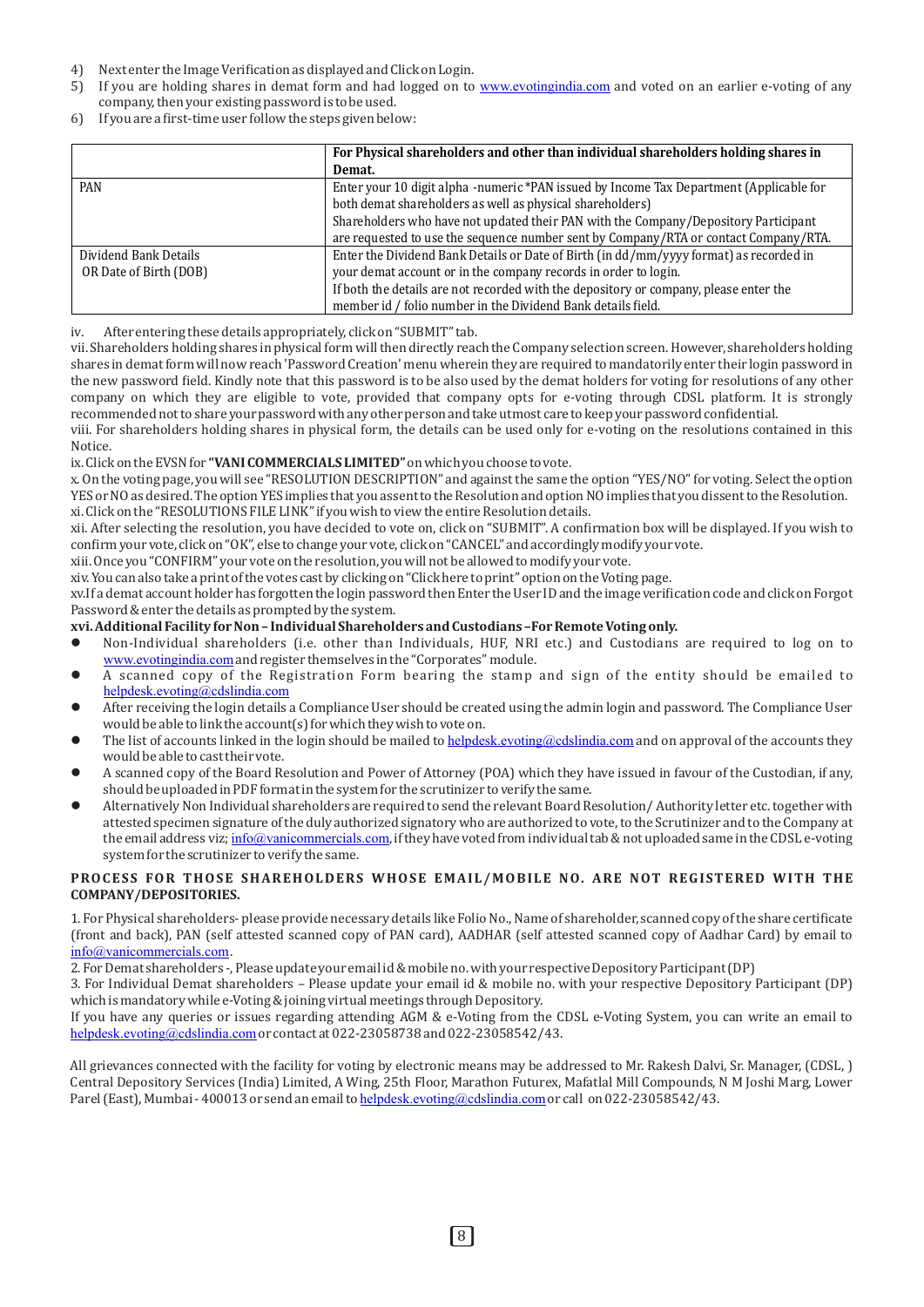4) Next enter the Image Verification as displayed and Click on Login.
5) If you are holding shares in demat form and had logged on to www.evotingindia.com and voted on an earlier e-voting of any company, then your existing password is to be used.
6) If you are a first-time user follow the steps given below:

| | For Physical shareholders and other than individual shareholders holding shares in Demat. |
|---|---|
| PAN | Enter your 10 digit alpha -numeric *PAN issued by Income Tax Department (Applicable for both demat shareholders as well as physical shareholders)<br>Shareholders who have not updated their PAN with the Company/Depository Participant are requested to use the sequence number sent by Company/RTA or contact Company/RTA. |
| Dividend Bank Details<br>OR Date of Birth (DOB) | Enter the Dividend Bank Details or Date of Birth (in dd/mm/yyyy format) as recorded in your demat account or in the company records in order to login.<br>If both the details are not recorded with the depository or company, please enter the member id / folio number in the Dividend Bank details field. |

iv. After entering these details appropriately, click on "SUBMIT" tab.

vii. Shareholders holding shares in physical form will then directly reach the Company selection screen. However, shareholders holding shares in demat form will now reach 'Password Creation' menu wherein they are required to mandatorily enter their login password in the new password field. Kindly note that this password is to be also used by the demat holders for voting for resolutions of any other company on which they are eligible to vote, provided that company opts for e-voting through CDSL platform. It is strongly recommended not to share your password with any other person and take utmost care to keep your password confidential.

viii. For shareholders holding shares in physical form, the details can be used only for e-voting on the resolutions contained in this Notice.

ix. Click on the EVSN for **"VANI COMMERCIALS LIMITED"** on which you choose to vote.

x. On the voting page, you will see "RESOLUTION DESCRIPTION" and against the same the option "YES/NO" for voting. Select the option YES or NO as desired. The option YES implies that you assent to the Resolution and option NO implies that you dissent to the Resolution.

xi. Click on the "RESOLUTIONS FILE LINK" if you wish to view the entire Resolution details.

xii. After selecting the resolution, you have decided to vote on, click on "SUBMIT". A confirmation box will be displayed. If you wish to confirm your vote, click on "OK", else to change your vote, click on "CANCEL" and accordingly modify your vote.

xiii. Once you "CONFIRM" your vote on the resolution, you will not be allowed to modify your vote.

xiv. You can also take a print of the votes cast by clicking on "Click here to print" option on the Voting page.

xv. If a demat account holder has forgotten the login password then Enter the User ID and the image verification code and click on Forgot Password & enter the details as prompted by the system.

**xvi. Additional Facility for Non – Individual Shareholders and Custodians –For Remote Voting only.**

- Non-Individual shareholders (i.e. other than Individuals, HUF, NRI etc.) and Custodians are required to log on to www.evotingindia.com and register themselves in the "Corporates" module.
- A scanned copy of the Registration Form bearing the stamp and sign of the entity should be emailed to helpdesk.evoting@cdslindia.com
- After receiving the login details a Compliance User should be created using the admin login and password. The Compliance User would be able to link the account(s) for which they wish to vote on.
- The list of accounts linked in the login should be mailed to helpdesk.evoting@cdslindia.com and on approval of the accounts they would be able to cast their vote.
- A scanned copy of the Board Resolution and Power of Attorney (POA) which they have issued in favour of the Custodian, if any, should be uploaded in PDF format in the system for the scrutinizer to verify the same.
- Alternatively Non Individual shareholders are required to send the relevant Board Resolution/ Authority letter etc. together with attested specimen signature of the duly authorized signatory who are authorized to vote, to the Scrutinizer and to the Company at the email address viz; info@vanicommercials.com, if they have voted from individual tab & not uploaded same in the CDSL e-voting system for the scrutinizer to verify the same.

**PROCESS FOR THOSE SHAREHOLDERS WHOSE EMAIL/MOBILE NO. ARE NOT REGISTERED WITH THE COMPANY/DEPOSITORIES.**

1. For Physical shareholders- please provide necessary details like Folio No., Name of shareholder, scanned copy of the share certificate (front and back), PAN (self attested scanned copy of PAN card), AADHAR (self attested scanned copy of Aadhar Card) by email to info@vanicommercials.com.
2. For Demat shareholders -, Please update your email id & mobile no. with your respective Depository Participant (DP)
3. For Individual Demat shareholders – Please update your email id & mobile no. with your respective Depository Participant (DP) which is mandatory while e-Voting & joining virtual meetings through Depository.

If you have any queries or issues regarding attending AGM & e-Voting from the CDSL e-Voting System, you can write an email to helpdesk.evoting@cdslindia.com or contact at 022-23058738 and 022-23058542/43.

All grievances connected with the facility for voting by electronic means may be addressed to Mr. Rakesh Dalvi, Sr. Manager, (CDSL, ) Central Depository Services (India) Limited, A Wing, 25th Floor, Marathon Futurex, Mafatlal Mill Compounds, N M Joshi Marg, Lower Parel (East), Mumbai - 400013 or send an email to helpdesk.evoting@cdslindia.com or call on 022-23058542/43.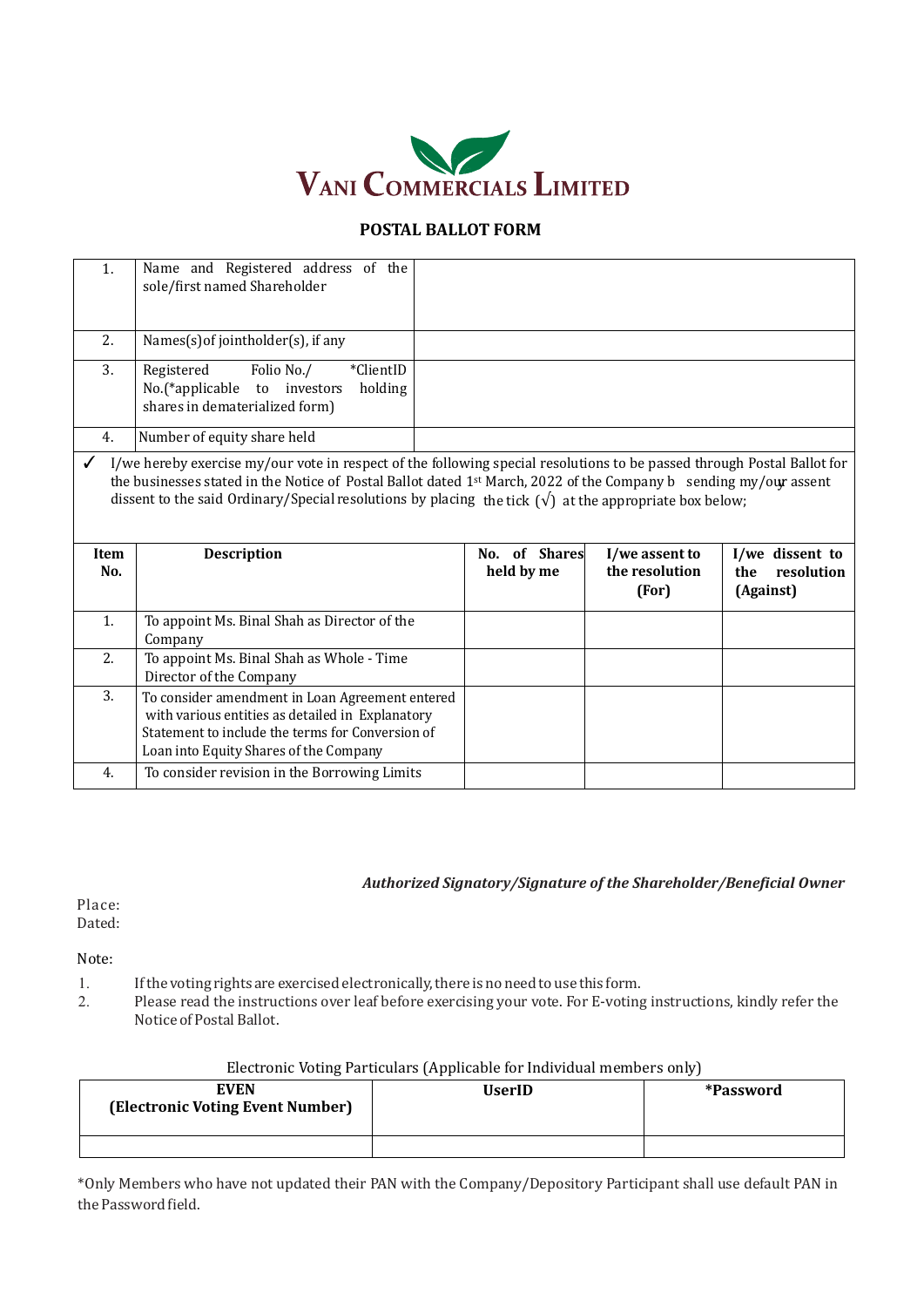# VANI COMMERCIALS LIMITED

## POSTAL BALLOT FORM

| | | |
|---|---|---|
| 1. | Name and Registered address of the sole/first named Shareholder | |
| 2. | Names(s)of jointholder(s), if any | |
| 3. | Registered Folio No./ *ClientID No.(*applicable to investors holding shares in dematerialized form) | |
| 4. | Number of equity share held | |

✓ I/we hereby exercise my/our vote in respect of the following special resolutions to be passed through Postal Ballot for the businesses stated in the Notice of Postal Ballot dated 1st March, 2022 of the Company b sending my/our assent dissent to the said Ordinary/Special resolutions by placing the tick (√) at the appropriate box below;

| Item No. | Description | No. of Shares held by me | I/we assent to the resolution (For) | I/we dissent to the resolution (Against) |
|---|---|---|---|---|
| 1. | To appoint Ms. Binal Shah as Director of the Company | | | |
| 2. | To appoint Ms. Binal Shah as Whole - Time Director of the Company | | | |
| 3. | To consider amendment in Loan Agreement entered with various entities as detailed in Explanatory Statement to include the terms for Conversion of Loan into Equity Shares of the Company | | | |
| 4. | To consider revision in the Borrowing Limits | | | |

***Authorized Signatory/Signature of the Shareholder/Beneficial Owner***

Place:
Dated:

Note:

1. If the voting rights are exercised electronically, there is no need to use this form.
2. Please read the instructions over leaf before exercising your vote. For E-voting instructions, kindly refer the Notice of Postal Ballot.

Electronic Voting Particulars (Applicable for Individual members only)

| EVEN (Electronic Voting Event Number) | UserID | *Password |
|---|---|---|
| | | |

*Only Members who have not updated their PAN with the Company/Depository Participant shall use default PAN in the Password field.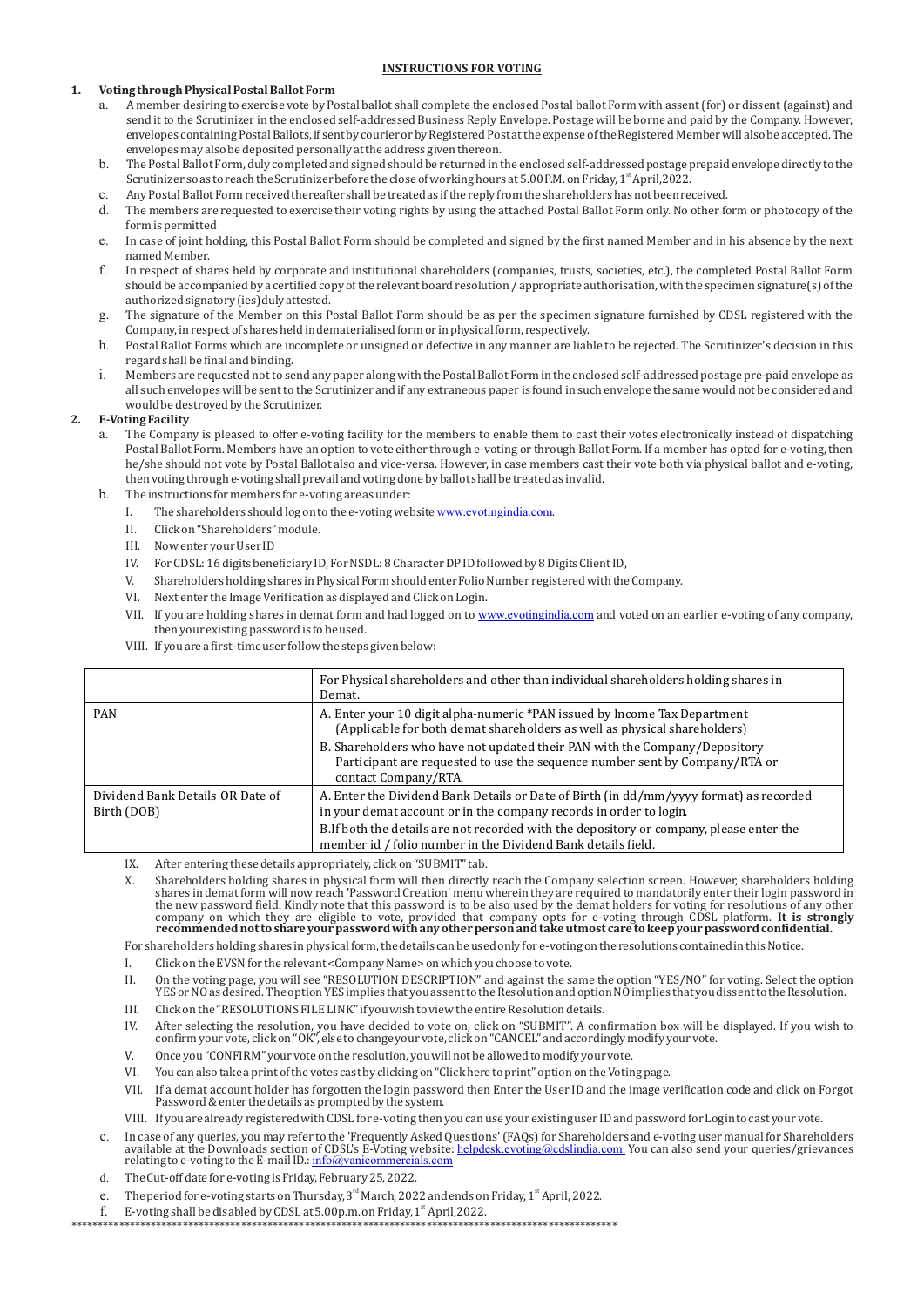# INSTRUCTIONS FOR VOTING

**1. Voting through Physical Postal Ballot Form**

a. A member desiring to exercise vote by Postal ballot shall complete the enclosed Postal ballot Form with assent (for) or dissent (against) and send it to the Scrutinizer in the enclosed self-addressed Business Reply Envelope. Postage will be borne and paid by the Company. However, envelopes containing Postal Ballots, if sent by courier or by Registered Post at the expense of the Registered Member will also be accepted. The envelopes may also be deposited personally at the address given thereon.

b. The Postal Ballot Form, duly completed and signed should be returned in the enclosed self-addressed postage prepaid envelope directly to the Scrutinizer so as to reach the Scrutinizer before the close of working hours at 5.00 P.M. on Friday, 1st April,2022.

c. Any Postal Ballot Form received thereafter shall be treated as if the reply from the shareholders has not been received.

d. The members are requested to exercise their voting rights by using the attached Postal Ballot Form only. No other form or photocopy of the form is permitted

e. In case of joint holding, this Postal Ballot Form should be completed and signed by the first named Member and in his absence by the next named Member.

f. In respect of shares held by corporate and institutional shareholders (companies, trusts, societies, etc.), the completed Postal Ballot Form should be accompanied by a certified copy of the relevant board resolution / appropriate authorisation, with the specimen signature(s) of the authorized signatory (ies) duly attested.

g. The signature of the Member on this Postal Ballot Form should be as per the specimen signature furnished by CDSL registered with the Company, in respect of shares held in dematerialised form or in physical form, respectively.

h. Postal Ballot Forms which are incomplete or unsigned or defective in any manner are liable to be rejected. The Scrutinizer's decision in this regard shall be final and binding.

i. Members are requested not to send any paper along with the Postal Ballot Form in the enclosed self-addressed postage pre-paid envelope as all such envelopes will be sent to the Scrutinizer and if any extraneous paper is found in such envelope the same would not be considered and would be destroyed by the Scrutinizer.

**2. E-Voting Facility**

a. The Company is pleased to offer e-voting facility for the members to enable them to cast their votes electronically instead of dispatching Postal Ballot Form. Members have an option to vote either through e-voting or through Ballot Form. If a member has opted for e-voting, then he/she should not vote by Postal Ballot also and vice-versa. However, in case members cast their vote both via physical ballot and e-voting, then voting through e-voting shall prevail and voting done by ballot shall be treated as invalid.

b. The instructions for members for e-voting are as under:

I. The shareholders should log on to the e-voting website www.evotingindia.com.

II. Click on "Shareholders" module.

III. Now enter your User ID

IV. For CDSL: 16 digits beneficiary ID, For NSDL: 8 Character DP ID followed by 8 Digits Client ID,

V. Shareholders holding shares in Physical Form should enter Folio Number registered with the Company.

VI. Next enter the Image Verification as displayed and Click on Login.

VII. If you are holding shares in demat form and had logged on to www.evotingindia.com and voted on an earlier e-voting of any company, then your existing password is to be used.

VIII. If you are a first-time user follow the steps given below:

| | For Physical shareholders and other than individual shareholders holding shares in Demat. |
|---|---|
| PAN | A. Enter your 10 digit alpha-numeric *PAN issued by Income Tax Department (Applicable for both demat shareholders as well as physical shareholders)<br>B. Shareholders who have not updated their PAN with the Company/Depository Participant are requested to use the sequence number sent by Company/RTA or contact Company/RTA. |
| Dividend Bank Details OR Date of Birth (DOB) | A. Enter the Dividend Bank Details or Date of Birth (in dd/mm/yyyy format) as recorded in your demat account or in the company records in order to login.<br>B.If both the details are not recorded with the depository or company, please enter the member id / folio number in the Dividend Bank details field. |

IX. After entering these details appropriately, click on "SUBMIT" tab.

X. Shareholders holding shares in physical form will then directly reach the Company selection screen. However, shareholders holding shares in demat form will now reach 'Password Creation' menu wherein they are required to mandatorily enter their login password in the new password field. Kindly note that this password is to be used by the demat holders for voting for resolutions of any other company on which they are eligible to vote, provided that company opts for e-voting through CDSL platform. **It is strongly recommended not to share your password with any other person and take utmost care to keep your password confidential.**

For shareholders holding shares in physical form, the details can be used only for e-voting on the resolutions contained in this Notice.

I. Click on the EVSN for the relevant <Company Name> on which you choose to vote.

II. On the voting page, you will see "RESOLUTION DESCRIPTION" and against the same the option "YES/NO" for voting. Select the option YES or NO as desired. The option YES implies that you assent to the Resolution and option NO implies that you dissent to the Resolution.

III. Click on the "RESOLUTIONS FILE LINK" if you wish to view the entire Resolution details.

IV. After selecting the resolution, you have decided to vote on, click on "SUBMIT". A confirmation box will be displayed. If you wish to confirm your vote, click on "OK", else to change your vote, click on "CANCEL" and accordingly modify your vote.

V. Once you "CONFIRM" your vote on the resolution, you will not be allowed to modify your vote.

VI. You can also take a print of the votes cast by clicking on "Click here to print" option on the Voting page.

VII. If a demat account holder has forgotten the login password then Enter the User ID and the image verification code and click on Forgot Password & enter the details as prompted by the system.

VIII. If you are already registered with CDSL for e-voting then you can use your existing user ID and password for Login to cast your vote.

c. In case of any queries, you may refer to the 'Frequently Asked Questions' (FAQs) for Shareholders and e-voting user manual for Shareholders available at the Downloads section of CDSL's E-Voting website: helpdesk.evoting@cdslindia.com. You can also send your queries/grievances relating to e-voting to the E-mail ID.: info@vanicommercials.com

d. The Cut-off date for e-voting is Friday, February 25, 2022.

e. The period for e-voting starts on Thursday, 3rd March, 2022 and ends on Friday, 1st April, 2022.

f. E-voting shall be disabled by CDSL at 5.00p.m. on Friday, 1st April,2022.

\*\*\*\*\*\*\*\*\*\*\*\*\*\*\*\*\*\*\*\*\*\*\*\*\*\*\*\*\*\*\*\*\*\*\*\*\*\*\*\*\*\*\*\*\*\*\*\*\*\*\*\*\*\*\*\*\*\*\*\*\*\*\*\*\*\*\*\*\*\*\*\*\*\*\*\*\*\*\*\*\*\*\*\*\*\*\*\*\*\*\*\*\*\*\*\*\*\*\*\*